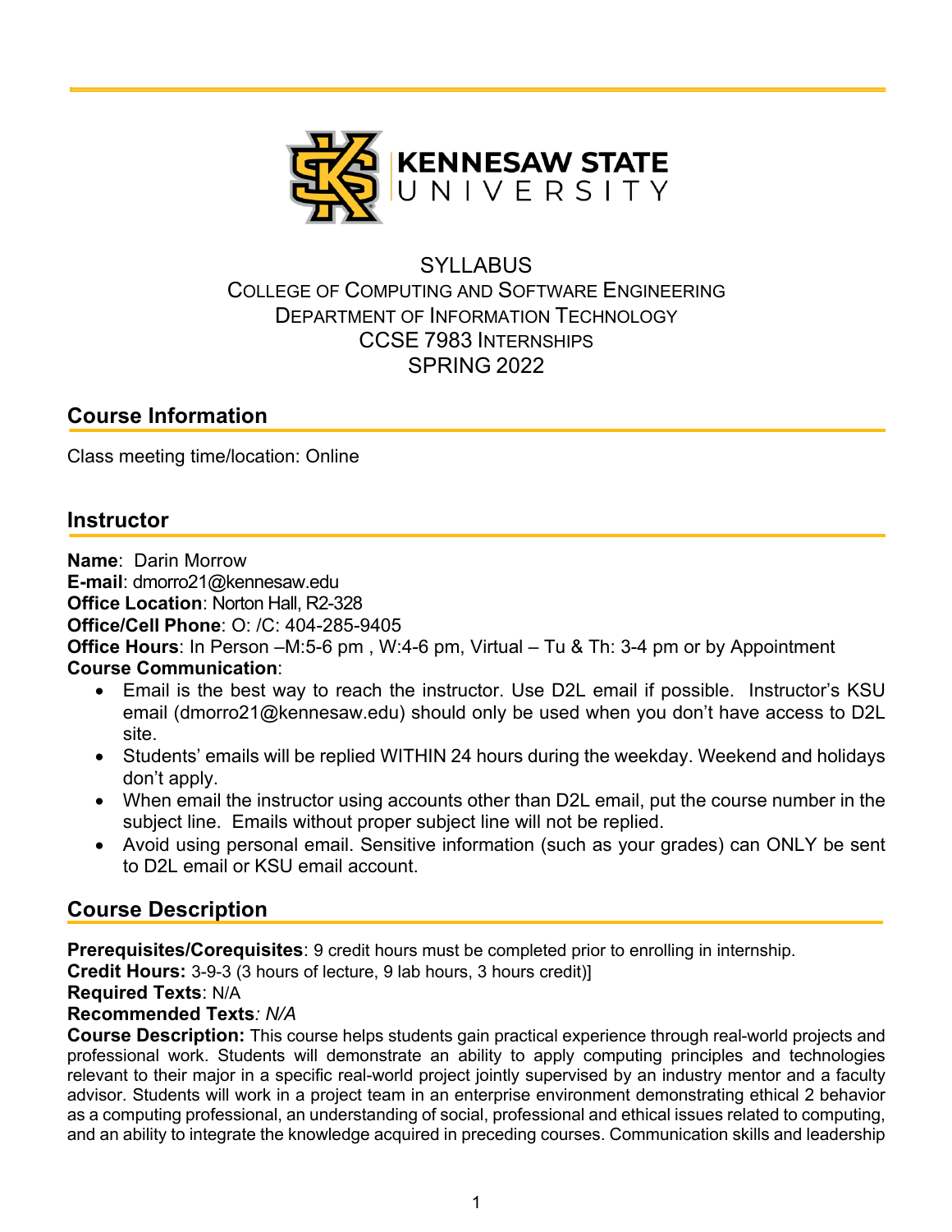KENNESAW STATE UNIVERSITY

SYLLABUS
COLLEGE OF COMPUTING AND SOFTWARE ENGINEERING
DEPARTMENT OF INFORMATION TECHNOLOGY
CCSE 7983 INTERNSHIPS
SPRING 2022

## Course Information

Class meeting time/location: Online

## Instructor

**Name**: Darin Morrow
**E-mail**: dmorro21@kennesaw.edu
**Office Location**: Norton Hall, R2-328
**Office/Cell Phone**: O: /C: 404-285-9405
**Office Hours**: In Person –M:5-6 pm , W:4-6 pm, Virtual – Tu & Th: 3-4 pm or by Appointment
**Course Communication**:

- Email is the best way to reach the instructor. Use D2L email if possible. Instructor's KSU email (dmorro21@kennesaw.edu) should only be used when you don't have access to D2L site.
- Students' emails will be replied WITHIN 24 hours during the weekday. Weekend and holidays don't apply.
- When email the instructor using accounts other than D2L email, put the course number in the subject line. Emails without proper subject line will not be replied.
- Avoid using personal email. Sensitive information (such as your grades) can ONLY be sent to D2L email or KSU email account.

## Course Description

**Prerequisites/Corequisites**: 9 credit hours must be completed prior to enrolling in internship.
**Credit Hours:** 3-9-3 (3 hours of lecture, 9 lab hours, 3 hours credit)]
**Required Texts**: N/A
**Recommended Texts**: *N/A*
**Course Description:** This course helps students gain practical experience through real-world projects and professional work. Students will demonstrate an ability to apply computing principles and technologies relevant to their major in a specific real-world project jointly supervised by an industry mentor and a faculty advisor. Students will work in a project team in an enterprise environment demonstrating ethical 2 behavior as a computing professional, an understanding of social, professional and ethical issues related to computing, and an ability to integrate the knowledge acquired in preceding courses. Communication skills and leadership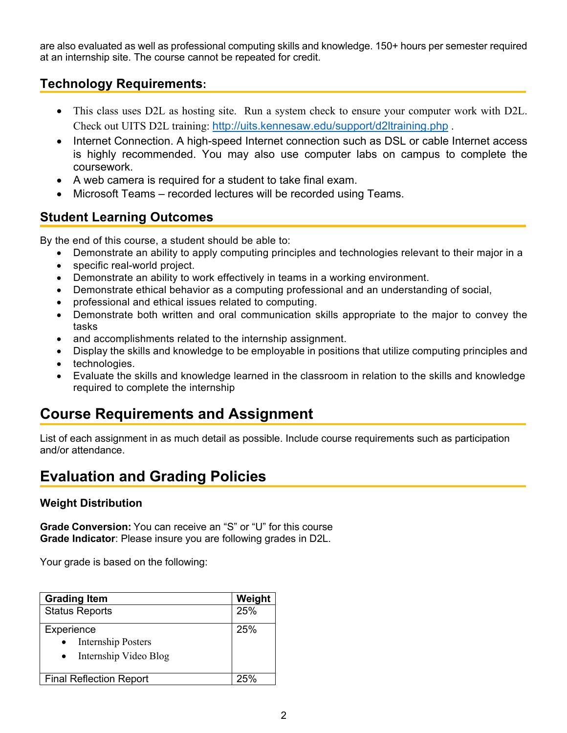are also evaluated as well as professional computing skills and knowledge. 150+ hours per semester required at an internship site. The course cannot be repeated for credit.

## Technology Requirements:

- This class uses D2L as hosting site. Run a system check to ensure your computer work with D2L. Check out UITS D2L training: http://uits.kennesaw.edu/support/d2ltraining.php .
- Internet Connection. A high-speed Internet connection such as DSL or cable Internet access is highly recommended. You may also use computer labs on campus to complete the coursework.
- A web camera is required for a student to take final exam.
- Microsoft Teams – recorded lectures will be recorded using Teams.

## Student Learning Outcomes

By the end of this course, a student should be able to:

- Demonstrate an ability to apply computing principles and technologies relevant to their major in a
- specific real-world project.
- Demonstrate an ability to work effectively in teams in a working environment.
- Demonstrate ethical behavior as a computing professional and an understanding of social,
- professional and ethical issues related to computing.
- Demonstrate both written and oral communication skills appropriate to the major to convey the tasks
- and accomplishments related to the internship assignment.
- Display the skills and knowledge to be employable in positions that utilize computing principles and
- technologies.
- Evaluate the skills and knowledge learned in the classroom in relation to the skills and knowledge required to complete the internship

# Course Requirements and Assignment

List of each assignment in as much detail as possible. Include course requirements such as participation and/or attendance.

# Evaluation and Grading Policies

### Weight Distribution

**Grade Conversion:** You can receive an "S" or "U" for this course
**Grade Indicator**: Please insure you are following grades in D2L.

Your grade is based on the following:

| Grading Item | Weight |
|---|---|
| Status Reports | 25% |
| Experience<br>• Internship Posters<br>• Internship Video Blog | 25% |
| Final Reflection Report | 25% |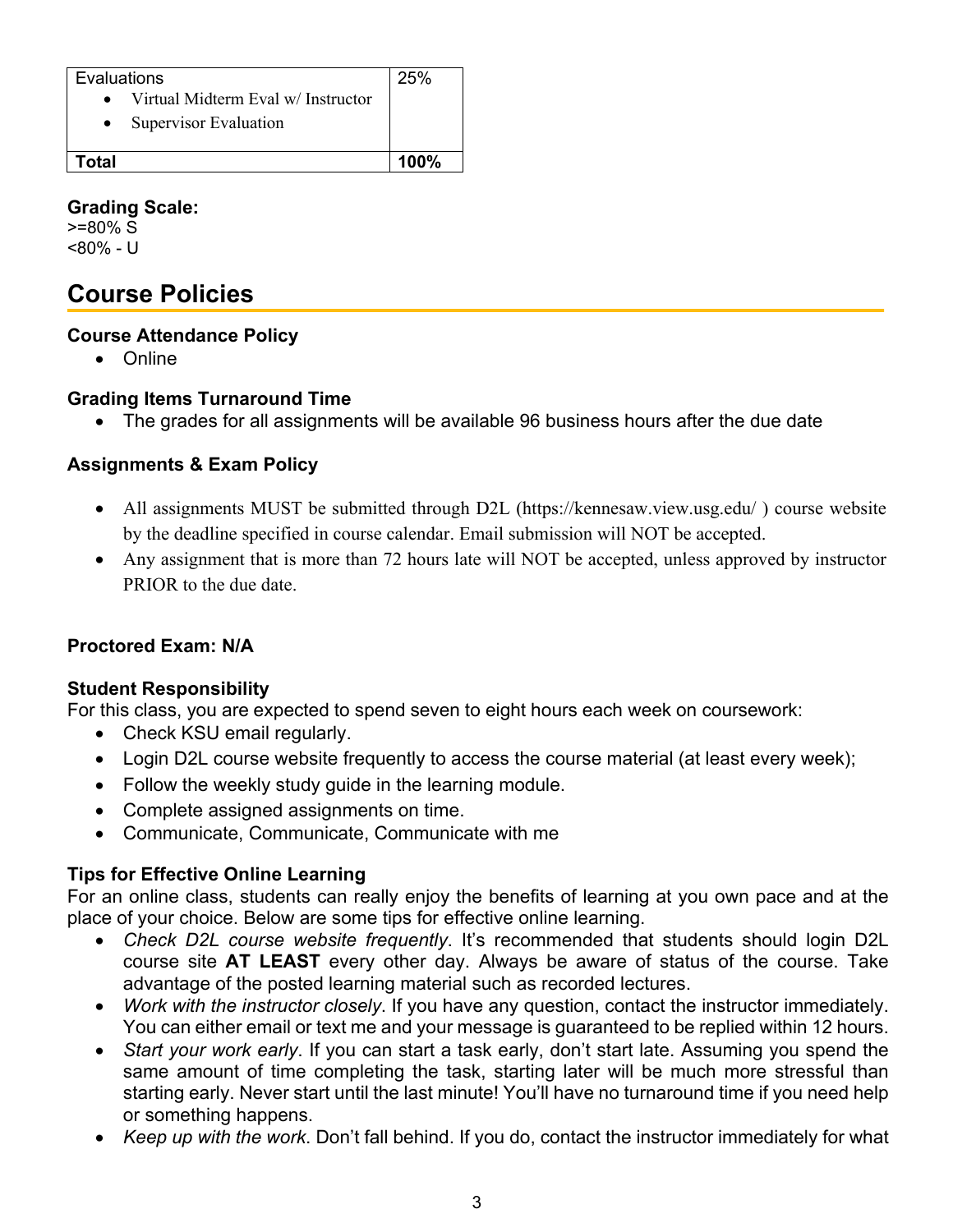| Evaluations<br>• Virtual Midterm Eval w/ Instructor<br>• Supervisor Evaluation | 25% |
|---|---|
| **Total** | **100%** |

**Grading Scale:**
>=80% S
<80% - U

# Course Policies

**Course Attendance Policy**

- Online

**Grading Items Turnaround Time**

- The grades for all assignments will be available 96 business hours after the due date

**Assignments & Exam Policy**

- All assignments MUST be submitted through D2L (https://kennesaw.view.usg.edu/ ) course website by the deadline specified in course calendar. Email submission will NOT be accepted.
- Any assignment that is more than 72 hours late will NOT be accepted, unless approved by instructor PRIOR to the due date.

**Proctored Exam: N/A**

**Student Responsibility**
For this class, you are expected to spend seven to eight hours each week on coursework:

- Check KSU email regularly.
- Login D2L course website frequently to access the course material (at least every week);
- Follow the weekly study guide in the learning module.
- Complete assigned assignments on time.
- Communicate, Communicate, Communicate with me

**Tips for Effective Online Learning**
For an online class, students can really enjoy the benefits of learning at you own pace and at the place of your choice. Below are some tips for effective online learning.

- *Check D2L course website frequently*. It's recommended that students should login D2L course site **AT LEAST** every other day. Always be aware of status of the course. Take advantage of the posted learning material such as recorded lectures.
- *Work with the instructor closely*. If you have any question, contact the instructor immediately. You can either email or text me and your message is guaranteed to be replied within 12 hours.
- *Start your work early*. If you can start a task early, don't start late. Assuming you spend the same amount of time completing the task, starting later will be much more stressful than starting early. Never start until the last minute! You'll have no turnaround time if you need help or something happens.
- *Keep up with the work*. Don't fall behind. If you do, contact the instructor immediately for what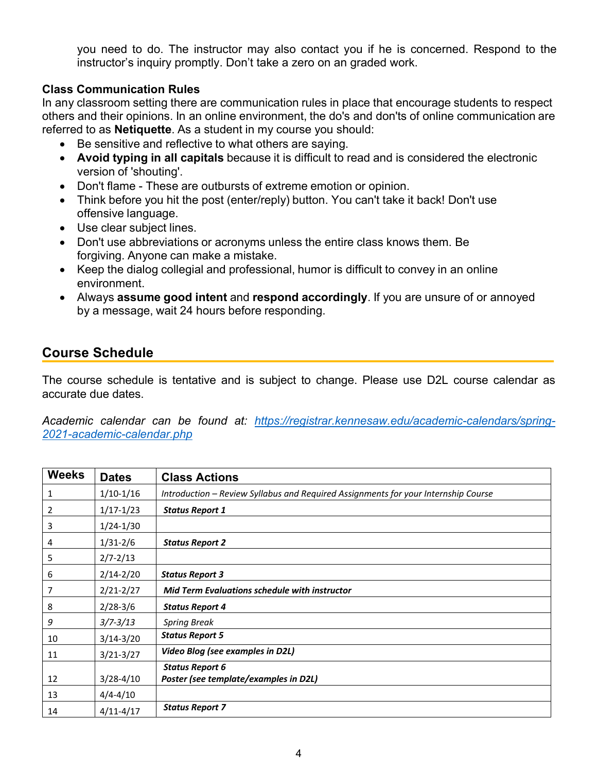you need to do. The instructor may also contact you if he is concerned. Respond to the instructor's inquiry promptly. Don't take a zero on an graded work.

### Class Communication Rules

In any classroom setting there are communication rules in place that encourage students to respect others and their opinions. In an online environment, the do's and don'ts of online communication are referred to as **Netiquette**. As a student in my course you should:

- Be sensitive and reflective to what others are saying.
- **Avoid typing in all capitals** because it is difficult to read and is considered the electronic version of 'shouting'.
- Don't flame - These are outbursts of extreme emotion or opinion.
- Think before you hit the post (enter/reply) button. You can't take it back! Don't use offensive language.
- Use clear subject lines.
- Don't use abbreviations or acronyms unless the entire class knows them. Be forgiving. Anyone can make a mistake.
- Keep the dialog collegial and professional, humor is difficult to convey in an online environment.
- Always **assume good intent** and **respond accordingly**. If you are unsure of or annoyed by a message, wait 24 hours before responding.

## Course Schedule

The course schedule is tentative and is subject to change. Please use D2L course calendar as accurate due dates.

*Academic calendar can be found at: https://registrar.kennesaw.edu/academic-calendars/spring-2021-academic-calendar.php*

| Weeks | Dates | Class Actions |
|---|---|---|
| 1 | 1/10-1/16 | *Introduction – Review Syllabus and Required Assignments for your Internship Course* |
| 2 | 1/17-1/23 | ***Status Report 1*** |
| 3 | 1/24-1/30 | |
| 4 | 1/31-2/6 | ***Status Report 2*** |
| 5 | 2/7-2/13 | |
| 6 | 2/14-2/20 | ***Status Report 3*** |
| 7 | 2/21-2/27 | ***Mid Term Evaluations schedule with instructor*** |
| 8 | 2/28-3/6 | ***Status Report 4*** |
| *9* | *3/7-3/13* | *Spring Break* |
| 10 | 3/14-3/20 | ***Status Report 5*** |
| 11 | 3/21-3/27 | ***Video Blog (see examples in D2L)*** |
| 12 | 3/28-4/10 | ***Status Report 6*** <br> ***Poster (see template/examples in D2L)*** |
| 13 | 4/4-4/10 | |
| 14 | 4/11-4/17 | ***Status Report 7*** |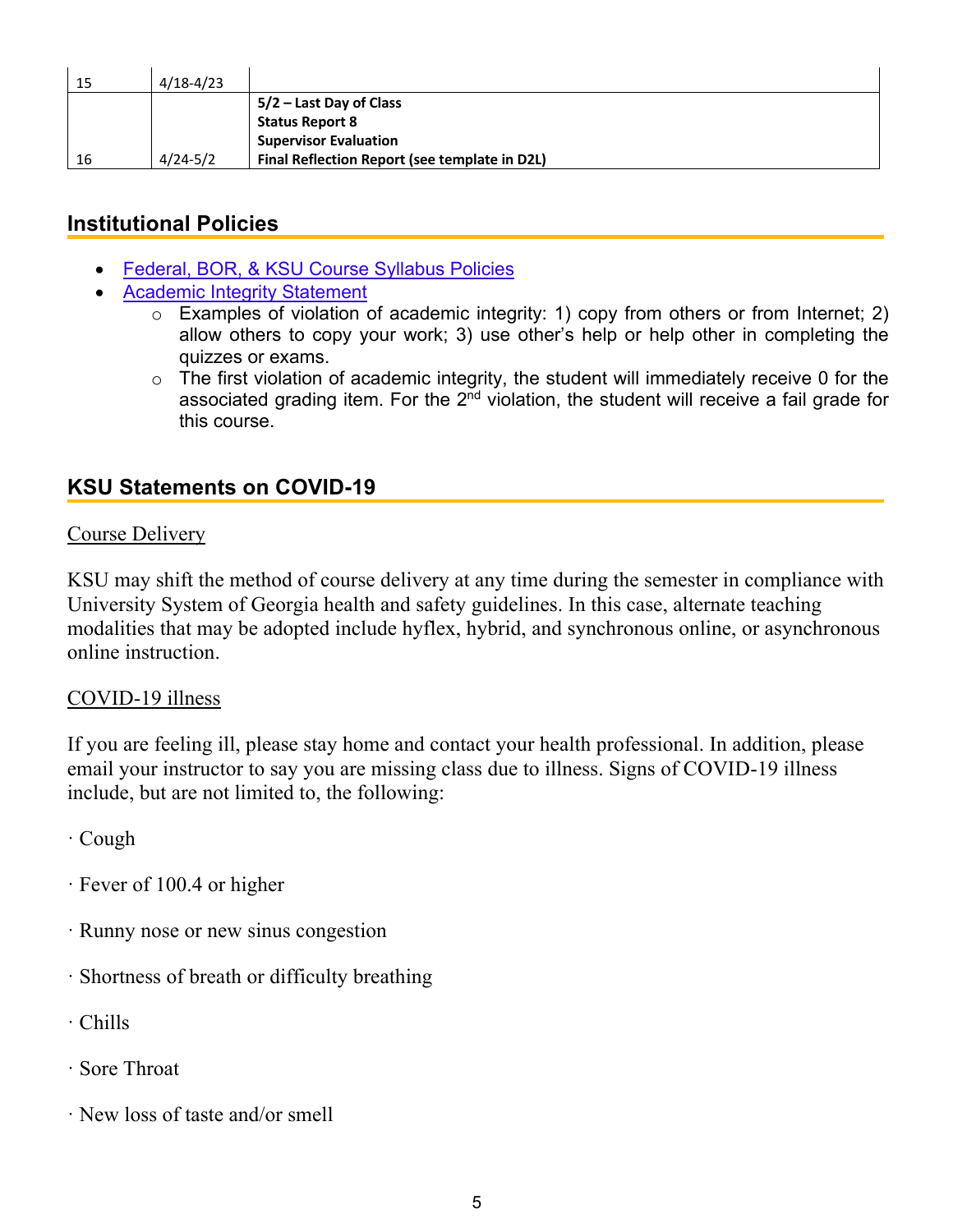| 15 | 4/18-4/23 | |
|---|---|---|
| 16 | 4/24-5/2 | **5/2 – Last Day of Class**<br>**Status Report 8**<br>**Supervisor Evaluation**<br>**Final Reflection Report (see template in D2L)** |

## Institutional Policies

- Federal, BOR, & KSU Course Syllabus Policies
- Academic Integrity Statement
  - Examples of violation of academic integrity: 1) copy from others or from Internet; 2) allow others to copy your work; 3) use other's help or help other in completing the quizzes or exams.
  - The first violation of academic integrity, the student will immediately receive 0 for the associated grading item. For the 2nd violation, the student will receive a fail grade for this course.

## KSU Statements on COVID-19

Course Delivery

KSU may shift the method of course delivery at any time during the semester in compliance with University System of Georgia health and safety guidelines. In this case, alternate teaching modalities that may be adopted include hyflex, hybrid, and synchronous online, or asynchronous online instruction.

COVID-19 illness

If you are feeling ill, please stay home and contact your health professional. In addition, please email your instructor to say you are missing class due to illness. Signs of COVID-19 illness include, but are not limited to, the following:

· Cough

· Fever of 100.4 or higher

· Runny nose or new sinus congestion

· Shortness of breath or difficulty breathing

· Chills

· Sore Throat

· New loss of taste and/or smell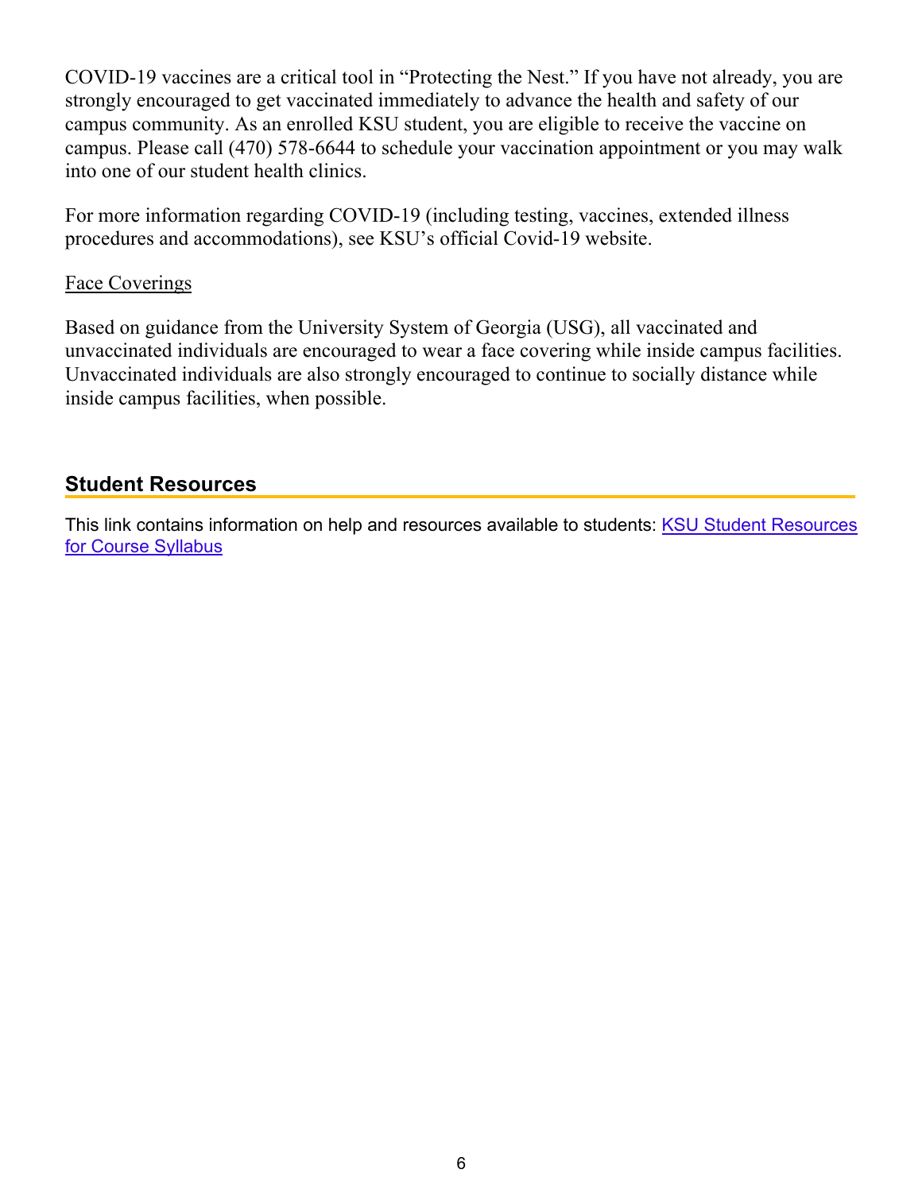COVID-19 vaccines are a critical tool in "Protecting the Nest." If you have not already, you are strongly encouraged to get vaccinated immediately to advance the health and safety of our campus community. As an enrolled KSU student, you are eligible to receive the vaccine on campus. Please call (470) 578-6644 to schedule your vaccination appointment or you may walk into one of our student health clinics.

For more information regarding COVID-19 (including testing, vaccines, extended illness procedures and accommodations), see KSU's official Covid-19 website.

Face Coverings

Based on guidance from the University System of Georgia (USG), all vaccinated and unvaccinated individuals are encouraged to wear a face covering while inside campus facilities. Unvaccinated individuals are also strongly encouraged to continue to socially distance while inside campus facilities, when possible.

## Student Resources

This link contains information on help and resources available to students: KSU Student Resources for Course Syllabus